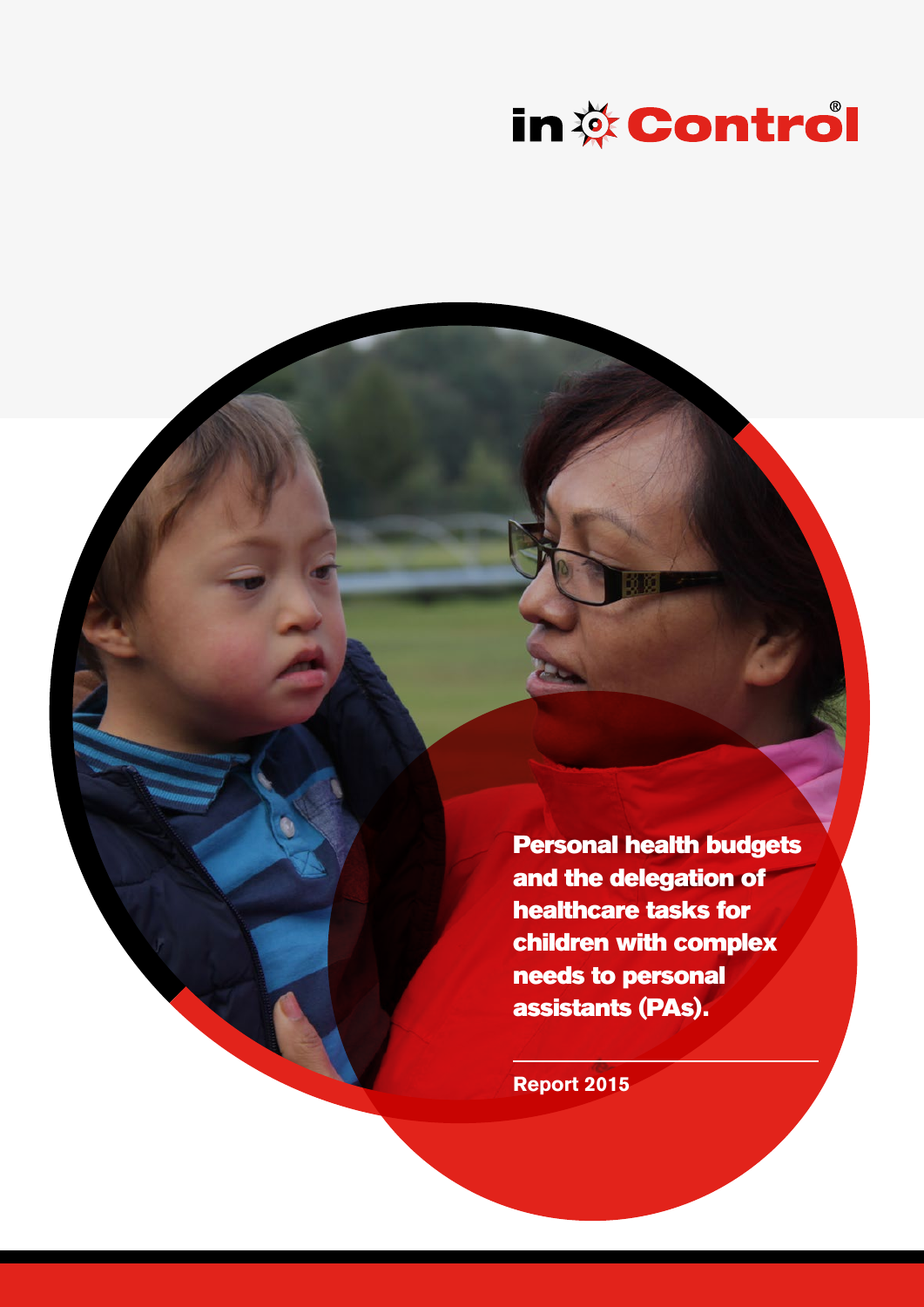in Control®

# Personal health budgets and the delegation of healthcare tasks for children with complex needs to personal assistants (PAs).

**Report 2015**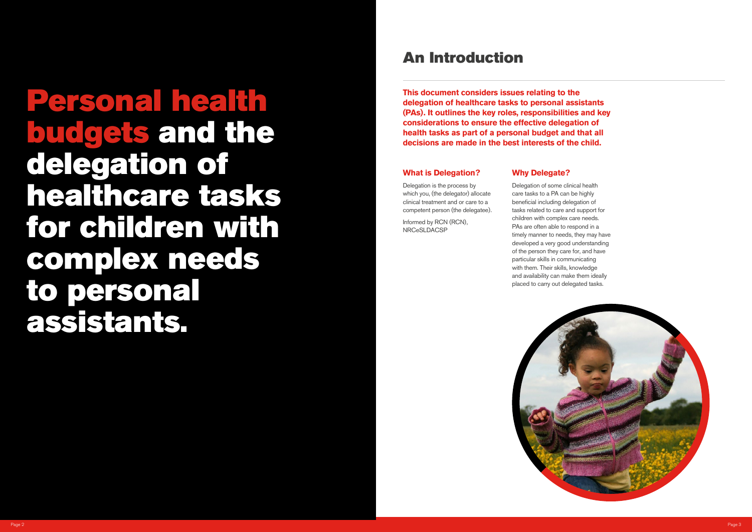# Personal health budgets and the delegation of healthcare tasks for children with complex needs to personal assistants.

## An Introduction

**This document considers issues relating to the delegation of healthcare tasks to personal assistants (PAs). It outlines the key roles, responsibilities and key considerations to ensure the effective delegation of health tasks as part of a personal budget and that all decisions are made in the best interests of the child.**

### What is Delegation?

Delegation is the process by which you, (the delegator) allocate clinical treatment and or care to a competent person (the delegatee).

Informed by RCN (RCN), NRCeSLDACSP

### Why Delegate?

Delegation of some clinical health care tasks to a PA can be highly beneficial including delegation of tasks related to care and support for children with complex care needs. PAs are often able to respond in a timely manner to needs, they may have developed a very good understanding of the person they care for, and have particular skills in communicating with them. Their skills, knowledge and availability can make them ideally placed to carry out delegated tasks.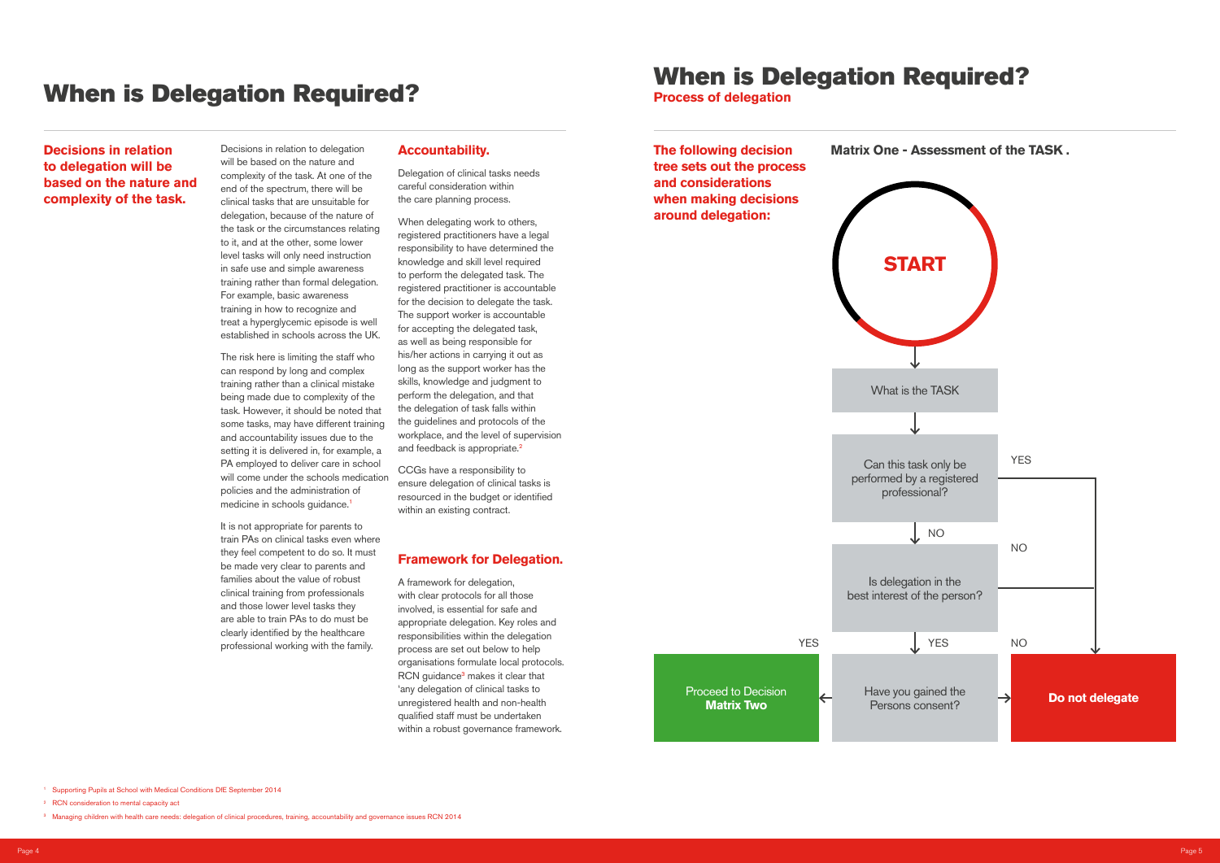# When is Delegation Required?

**Decisions in relation to delegation will be based on the nature and complexity of the task.**

Decisions in relation to delegation will be based on the nature and complexity of the task. At one of the end of the spectrum, there will be clinical tasks that are unsuitable for delegation, because of the nature of the task or the circumstances relating to it, and at the other, some lower level tasks will only need instruction in safe use and simple awareness training rather than formal delegation. For example, basic awareness training in how to recognize and treat a hyperglycemic episode is well established in schools across the UK.

The risk here is limiting the staff who can respond by long and complex training rather than a clinical mistake being made due to complexity of the task. However, it should be noted that some tasks, may have different training and accountability issues due to the setting it is delivered in, for example, a PA employed to deliver care in school will come under the schools medication policies and the administration of medicine in schools guidance.[1]

It is not appropriate for parents to train PAs on clinical tasks even where they feel competent to do so. It must be made very clear to parents and families about the value of robust clinical training from professionals and those lower level tasks they are able to train PAs to do must be clearly identified by the healthcare professional working with the family.

## Accountability.

Delegation of clinical tasks needs careful consideration within the care planning process.

When delegating work to others, registered practitioners have a legal responsibility to have determined the knowledge and skill level required to perform the delegated task. The registered practitioner is accountable for the decision to delegate the task. The support worker is accountable for accepting the delegated task, as well as being responsible for his/her actions in carrying it out as long as the support worker has the skills, knowledge and judgment to perform the delegation, and that the delegation of task falls within the guidelines and protocols of the workplace, and the level of supervision and feedback is appropriate.[2]

CCGs have a responsibility to ensure delegation of clinical tasks is resourced in the budget or identified within an existing contract.

## Framework for Delegation.

A framework for delegation, with clear protocols for all those involved, is essential for safe and appropriate delegation. Key roles and responsibilities within the delegation process are set out below to help organisations formulate local protocols. RCN guidance[3] makes it clear that 'any delegation of clinical tasks to unregistered health and non-health qualified staff must be undertaken within a robust governance framework.

# When is Delegation Required?

**Process of delegation**

**The following decision tree sets out the process and considerations when making decisions around delegation:**

**Matrix One - Assessment of the TASK .**

- **START**
- What is the TASK
- Can this task only be performed by a registered professional?
  - YES → **Do not delegate**
  - NO → Is delegation in the best interest of the person?
    - NO → **Do not delegate**
    - YES → Have you gained the Persons consent?
      - YES → Proceed to Decision **Matrix Two**
      - NO → **Do not delegate**

[1] Supporting Pupils at School with Medical Conditions DfE September 2014

[2] RCN consideration to mental capacity act

[3] Managing children with health care needs: delegation of clinical procedures, training, accountability and governance issues RCN 2014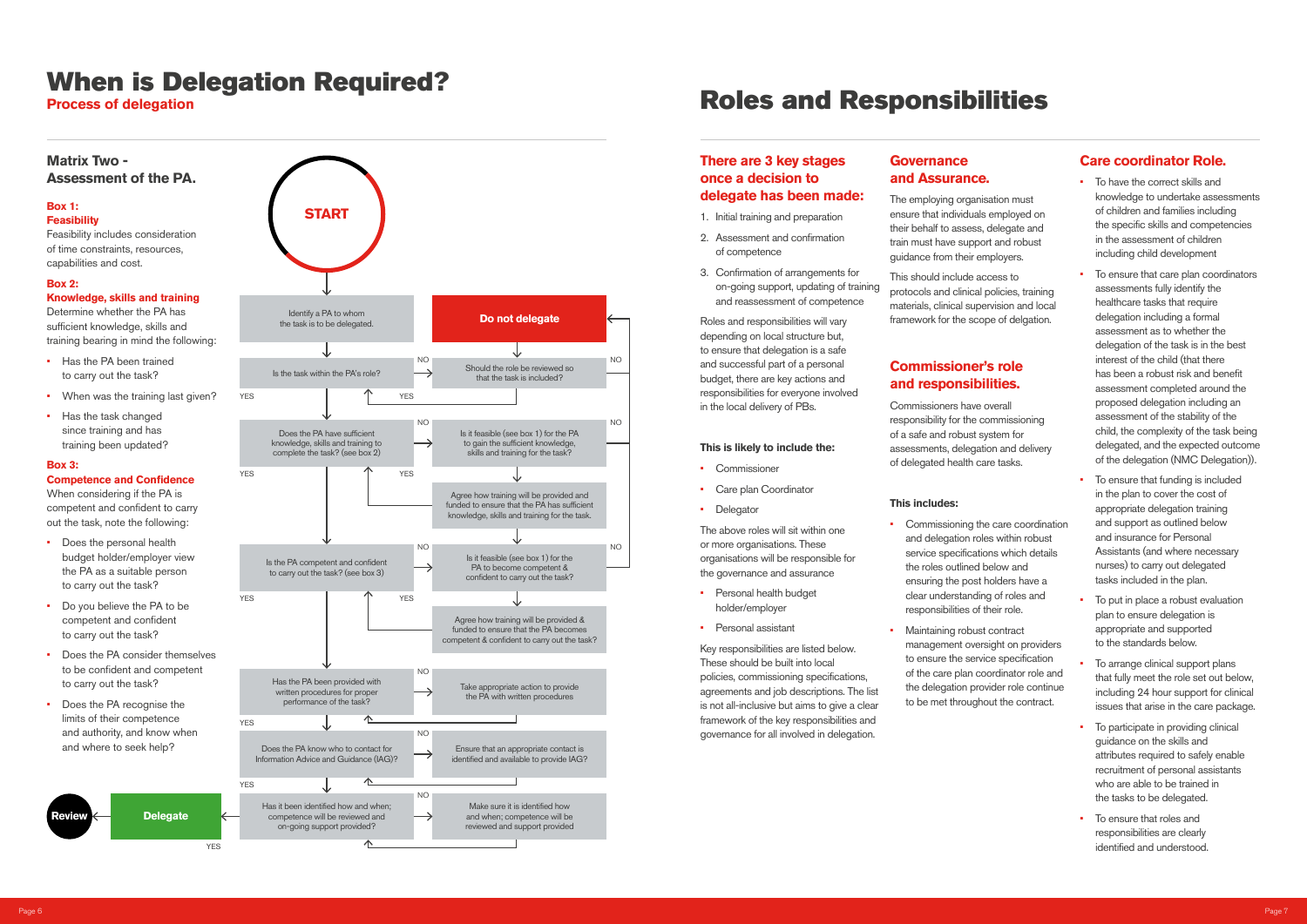# When is Delegation Required?

## Process of delegation

### Matrix Two - Assessment of the PA.

**Box 1:**
**Feasibility**

Feasibility includes consideration of time constraints, resources, capabilities and cost.

**Box 2:**
**Knowledge, skills and training**

Determine whether the PA has sufficient knowledge, skills and training bearing in mind the following:

- Has the PA been trained to carry out the task?
- When was the training last given?
- Has the task changed since training and has training been updated?

**Box 3:**
**Competence and Confidence**

When considering if the PA is competent and confident to carry out the task, note the following:

- Does the personal health budget holder/employer view the PA as a suitable person to carry out the task?
- Do you believe the PA to be competent and confident to carry out the task?
- Does the PA consider themselves to be confident and competent to carry out the task?
- Does the PA recognise the limits of their competence and authority, and know when and where to seek help?

**START**

- Identify a PA to whom the task is to be delegated.
- Is the task within the PA's role?
  - NO → Should the role be reviewed so that the task is included? (YES → back; NO → **Do not delegate**)
  - YES ↓
- Does the PA have sufficient knowledge, skills and training to complete the task? (see box 2)
  - NO → Is it feasible (see box 1) for the PA to gain the sufficient knowledge, skills and training for the task? (NO → **Do not delegate**; YES → Agree how training will be provided and funded to ensure that the PA has sufficient knowledge, skills and training for the task.)
  - YES ↓
- Is the PA competent and confident to carry out the task? (see box 3)
  - NO → Is it feasible (see box 1) for the PA to become competent & confident to carry out the task? (NO → **Do not delegate**; YES → Agree how training will be provided & funded to ensure that the PA becomes competent & confident to carry out the task?)
  - YES ↓
- Has the PA been provided with written procedures for proper performance of the task?
  - NO → Take appropriate action to provide the PA with written procedures
  - YES ↓
- Does the PA know who to contact for Information Advice and Guidance (IAG)?
  - NO → Ensure that an appropriate contact is identified and available to provide IAG?
  - YES ↓
- Has it been identified how and when; competence will be reviewed and on-going support provided?
  - NO → Make sure it is identified how and when; competence will be reviewed and support provided
  - YES → **Delegate** → **Review**

# Roles and Responsibilities

### There are 3 key stages once a decision to delegate has been made:

1. Initial training and preparation
2. Assessment and confirmation of competence
3. Confirmation of arrangements for on-going support, updating of training and reassessment of competence

Roles and responsibilities will vary depending on local structure but, to ensure that delegation is a safe and successful part of a personal budget, there are key actions and responsibilities for everyone involved in the local delivery of PBs.

**This is likely to include the:**

- Commissioner
- Care plan Coordinator
- Delegator

The above roles will sit within one or more organisations. These organisations will be responsible for the governance and assurance

- Personal health budget holder/employer
- Personal assistant

Key responsibilities are listed below. These should be built into local policies, commissioning specifications, agreements and job descriptions. The list is not all-inclusive but aims to give a clear framework of the key responsibilities and governance for all involved in delegation.

### Governance and Assurance.

The employing organisation must ensure that individuals employed on their behalf to assess, delegate and train must have support and robust guidance from their employers.

This should include access to protocols and clinical policies, training materials, clinical supervision and local framework for the scope of delgation.

### Commissioner's role and responsibilities.

Commissioners have overall responsibility for the commissioning of a safe and robust system for assessments, delegation and delivery of delegated health care tasks.

**This includes:**

- Commissioning the care coordination and delegation roles within robust service specifications which details the roles outlined below and ensuring the post holders have a clear understanding of roles and responsibilities of their role.
- Maintaining robust contract management oversight on providers to ensure the service specification of the care plan coordinator role and the delegation provider role continue to be met throughout the contract.

### Care coordinator Role.

- To have the correct skills and knowledge to undertake assessments of children and families including the specific skills and competencies in the assessment of children including child development
- To ensure that care plan coordinators assessments fully identify the healthcare tasks that require delegation including a formal assessment as to whether the delegation of the task is in the best interest of the child (that there has been a robust risk and benefit assessment completed around the proposed delegation including an assessment of the stability of the child, the complexity of the task being delegated, and the expected outcome of the delegation (NMC Delegation)).
- To ensure that funding is included in the plan to cover the cost of appropriate delegation training and support as outlined below and insurance for Personal Assistants (and where necessary nurses) to carry out delegated tasks included in the plan.
- To put in place a robust evaluation plan to ensure delegation is appropriate and supported to the standards below.
- To arrange clinical support plans that fully meet the role set out below, including 24 hour support for clinical issues that arise in the care package.
- To participate in providing clinical guidance on the skills and attributes required to safely enable recruitment of personal assistants who are able to be trained in the tasks to be delegated.
- To ensure that roles and responsibilities are clearly identified and understood.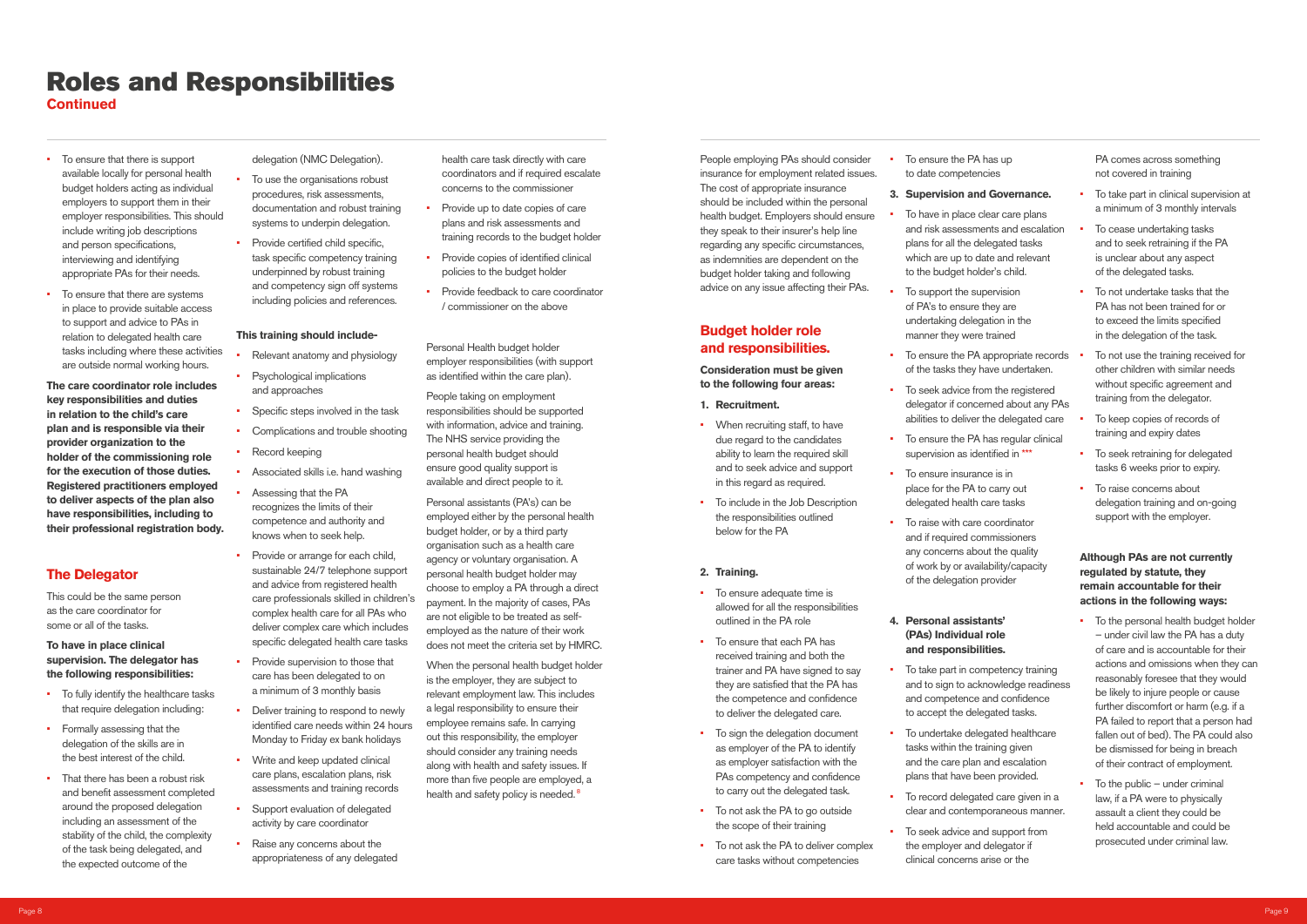# Roles and Responsibilities

**Continued**

- To ensure that there is support available locally for personal health budget holders acting as individual employers to support them in their employer responsibilities. This should include writing job descriptions and person specifications, interviewing and identifying appropriate PAs for their needs.
- To ensure that there are systems in place to provide suitable access to support and advice to PAs in relation to delegated health care tasks including where these activities are outside normal working hours.

**The care coordinator role includes key responsibilities and duties in relation to the child's care plan and is responsible via their provider organization to the holder of the commissioning role for the execution of those duties. Registered practitioners employed to deliver aspects of the plan also have responsibilities, including to their professional registration body.**

## The Delegator

This could be the same person as the care coordinator for some or all of the tasks.

**To have in place clinical supervision. The delegator has the following responsibilities:**

- To fully identify the healthcare tasks that require delegation including:
- Formally assessing that the delegation of the skills are in the best interest of the child.
- That there has been a robust risk and benefit assessment completed around the proposed delegation including an assessment of the stability of the child, the complexity of the task being delegated, and the expected outcome of the delegation (NMC Delegation).
- To use the organisations robust procedures, risk assessments, documentation and robust training systems to underpin delegation.
- Provide certified child specific, task specific competency training underpinned by robust training and competency sign off systems including policies and references.

**This training should include-**

- Relevant anatomy and physiology
- Psychological implications and approaches
- Specific steps involved in the task
- Complications and trouble shooting
- Record keeping
- Associated skills i.e. hand washing
- Assessing that the PA recognizes the limits of their competence and authority and knows when to seek help.
- Provide or arrange for each child, sustainable 24/7 telephone support and advice from registered health care professionals skilled in children's complex health care for all PAs who deliver complex care which includes specific delegated health care tasks
- Provide supervision to those that care has been delegated to on a minimum of 3 monthly basis
- Deliver training to respond to newly identified care needs within 24 hours Monday to Friday ex bank holidays
- Write and keep updated clinical care plans, escalation plans, risk assessments and training records
- Support evaluation of delegated activity by care coordinator
- Raise any concerns about the appropriateness of any delegated health care task directly with care coordinators and if required escalate concerns to the commissioner
- Provide up to date copies of care plans and risk assessments and training records to the budget holder
- Provide copies of identified clinical policies to the budget holder
- Provide feedback to care coordinator / commissioner on the above

Personal Health budget holder employer responsibilities (with support as identified within the care plan).

People taking on employment responsibilities should be supported with information, advice and training. The NHS service providing the personal health budget should ensure good quality support is available and direct people to it.

Personal assistants (PA's) can be employed either by the personal health budget holder, or by a third party organisation such as a health care agency or voluntary organisation. A personal health budget holder may choose to employ a PA through a direct payment. In the majority of cases, PAs are not eligible to be treated as self-employed as the nature of their work does not meet the criteria set by HMRC.

When the personal health budget holder is the employer, they are subject to relevant employment law. This includes a legal responsibility to ensure their employee remains safe. In carrying out this responsibility, the employer should consider any training needs along with health and safety issues. If more than five people are employed, a health and safety policy is needed.[8]

People employing PAs should consider insurance for employment related issues. The cost of appropriate insurance should be included within the personal health budget. Employers should ensure they speak to their insurer's help line regarding any specific circumstances, as indemnities are dependent on the budget holder taking and following advice on any issue affecting their PAs.

## Budget holder role and responsibilities.

**Consideration must be given to the following four areas:**

**1. Recruitment.**

- When recruiting staff, to have due regard to the candidates ability to learn the required skill and to seek advice and support in this regard as required.
- To include in the Job Description the responsibilities outlined below for the PA

**2. Training.**

- To ensure adequate time is allowed for all the responsibilities outlined in the PA role
- To ensure that each PA has received training and both the trainer and PA have signed to say they are satisfied that the PA has the competence and confidence to deliver the delegated care.
- To sign the delegation document as employer of the PA to identify as employer satisfaction with the PAs competency and confidence to carry out the delegated task.
- To not ask the PA to go outside the scope of their training
- To not ask the PA to deliver complex care tasks without competencies
- To ensure the PA has up to date competencies

**3. Supervision and Governance.**

- To have in place clear care plans and risk assessments and escalation plans for all the delegated tasks which are up to date and relevant to the budget holder's child.
- To support the supervision of PA's to ensure they are undertaking delegation in the manner they were trained
- To ensure the PA appropriate records of the tasks they have undertaken.
- To seek advice from the registered delegator if concerned about any PAs abilities to deliver the delegated care
- To ensure the PA has regular clinical supervision as identified in ***
- To ensure insurance is in place for the PA to carry out delegated health care tasks
- To raise with care coordinator and if required commissioners any concerns about the quality of work by or availability/capacity of the delegation provider

**4. Personal assistants' (PAs) Individual role and responsibilities.**

- To take part in competency training and to sign to acknowledge readiness and competence and confidence to accept the delegated tasks.
- To undertake delegated healthcare tasks within the training given and the care plan and escalation plans that have been provided.
- To record delegated care given in a clear and contemporaneous manner.
- To seek advice and support from the employer and delegator if clinical concerns arise or the PA comes across something not covered in training
- To take part in clinical supervision at a minimum of 3 monthly intervals
- To cease undertaking tasks and to seek retraining if the PA is unclear about any aspect of the delegated tasks.
- To not undertake tasks that the PA has not been trained for or to exceed the limits specified in the delegation of the task.
- To not use the training received for other children with similar needs without specific agreement and training from the delegator.
- To keep copies of records of training and expiry dates
- To seek retraining for delegated tasks 6 weeks prior to expiry.
- To raise concerns about delegation training and on-going support with the employer.

**Although PAs are not currently regulated by statute, they remain accountable for their actions in the following ways:**

- To the personal health budget holder – under civil law the PA has a duty of care and is accountable for their actions and omissions when they can reasonably foresee that they would be likely to injure people or cause further discomfort or harm (e.g. if a PA failed to report that a person had fallen out of bed). The PA could also be dismissed for being in breach of their contract of employment.
- To the public – under criminal law, if a PA were to physically assault a client they could be held accountable and could be prosecuted under criminal law.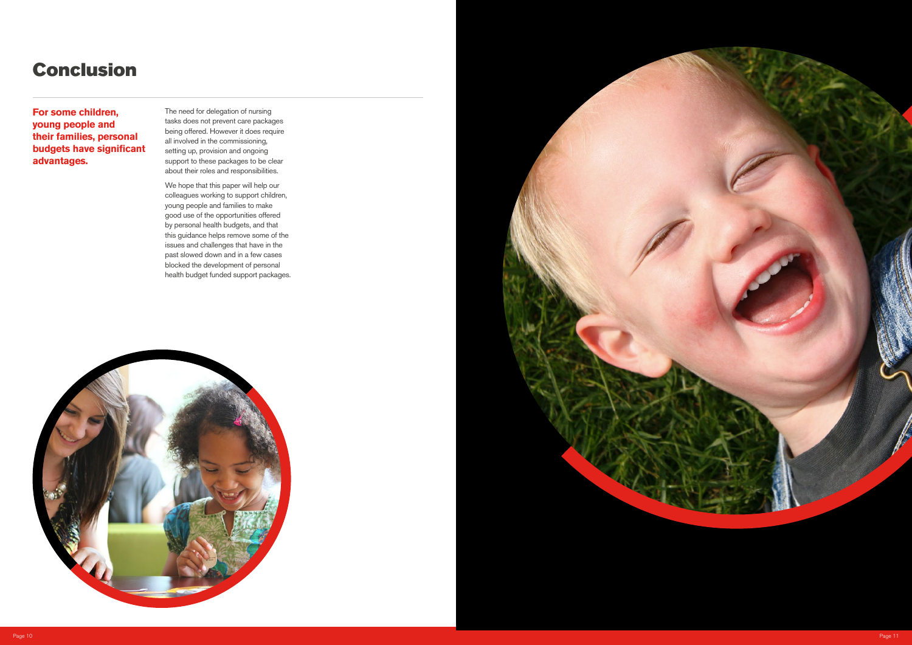# Conclusion

**For some children, young people and their families, personal budgets have significant advantages.**

The need for delegation of nursing tasks does not prevent care packages being offered. However it does require all involved in the commissioning, setting up, provision and ongoing support to these packages to be clear about their roles and responsibilities.

We hope that this paper will help our colleagues working to support children, young people and families to make good use of the opportunities offered by personal health budgets, and that this guidance helps remove some of the issues and challenges that have in the past slowed down and in a few cases blocked the development of personal health budget funded support packages.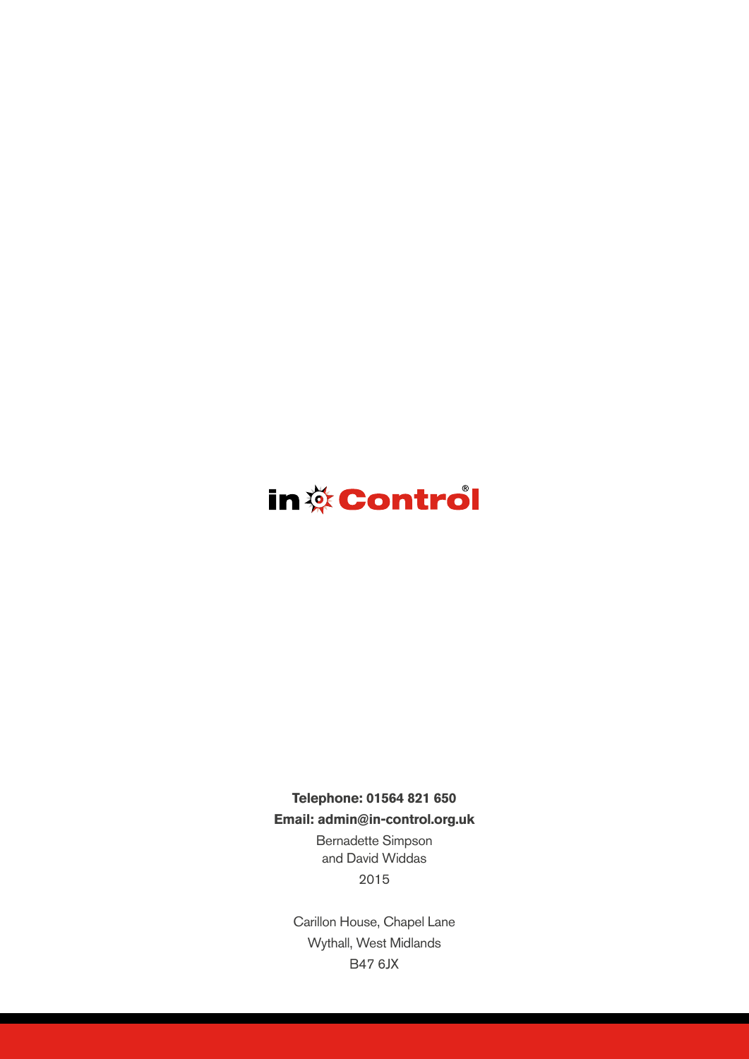in Control®

**Telephone: 01564 821 650**

**Email: admin@in-control.org.uk**

Bernadette Simpson
and David Widdas

2015

Carillon House, Chapel Lane
Wythall, West Midlands
B47 6JX